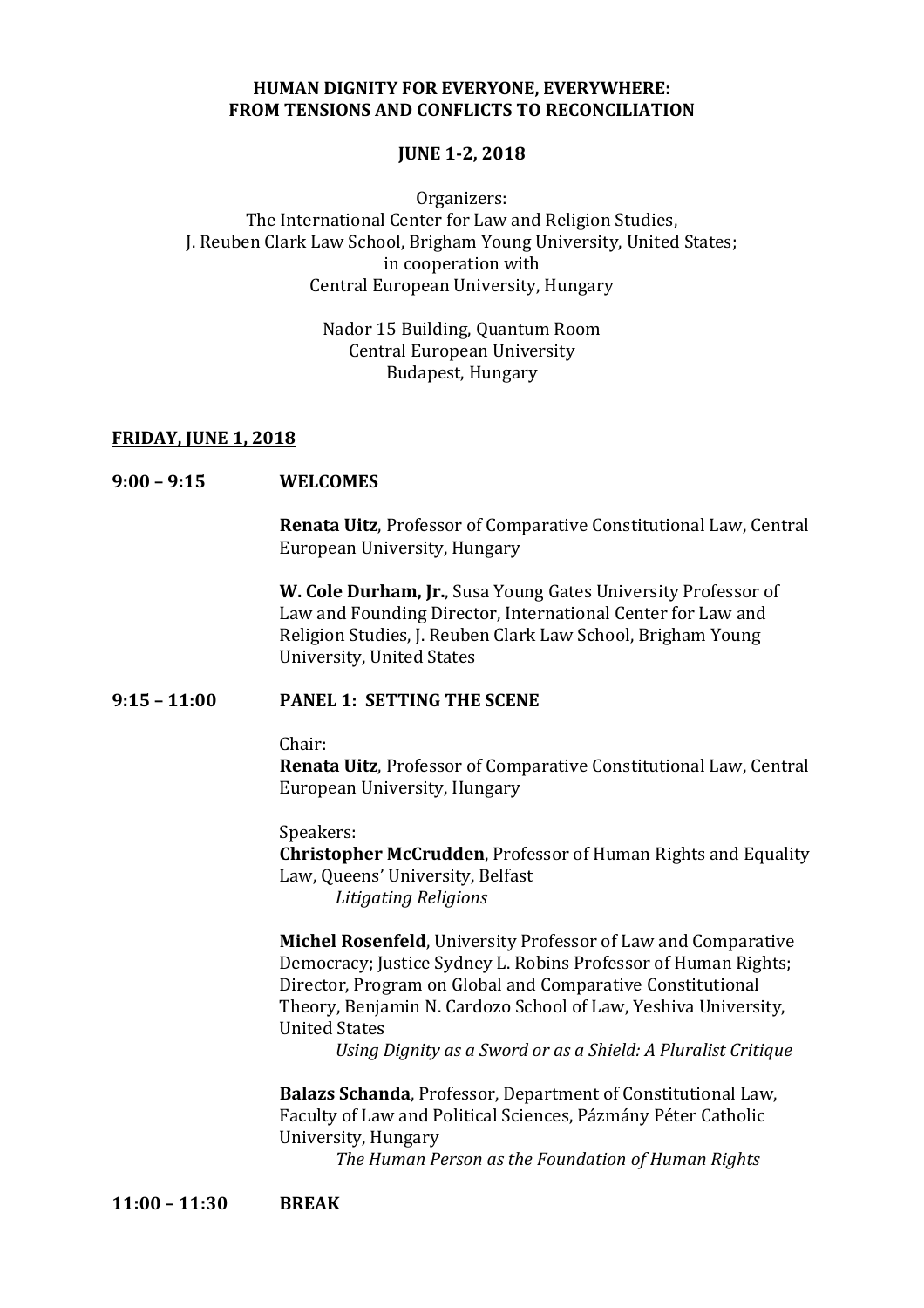**HUMAN DIGNITY FOR EVERYONE, EVERYWHERE:**
**FROM TENSIONS AND CONFLICTS TO RECONCILIATION**

**JUNE 1-2, 2018**

Organizers:
The International Center for Law and Religion Studies,
J. Reuben Clark Law School, Brigham Young University, United States;
in cooperation with
Central European University, Hungary

Nador 15 Building, Quantum Room
Central European University
Budapest, Hungary

**FRIDAY, JUNE 1, 2018**

**9:00 – 9:15** **WELCOMES**

**Renata Uitz**, Professor of Comparative Constitutional Law, Central European University, Hungary

**W. Cole Durham, Jr.**, Susa Young Gates University Professor of Law and Founding Director, International Center for Law and Religion Studies, J. Reuben Clark Law School, Brigham Young University, United States

**9:15 – 11:00** **PANEL 1: SETTING THE SCENE**

Chair:
**Renata Uitz**, Professor of Comparative Constitutional Law, Central European University, Hungary

Speakers:
**Christopher McCrudden**, Professor of Human Rights and Equality Law, Queens' University, Belfast
*Litigating Religions*

**Michel Rosenfeld**, University Professor of Law and Comparative Democracy; Justice Sydney L. Robins Professor of Human Rights; Director, Program on Global and Comparative Constitutional Theory, Benjamin N. Cardozo School of Law, Yeshiva University, United States
*Using Dignity as a Sword or as a Shield: A Pluralist Critique*

**Balazs Schanda**, Professor, Department of Constitutional Law, Faculty of Law and Political Sciences, Pázmány Péter Catholic University, Hungary
*The Human Person as the Foundation of Human Rights*

**11:00 – 11:30** **BREAK**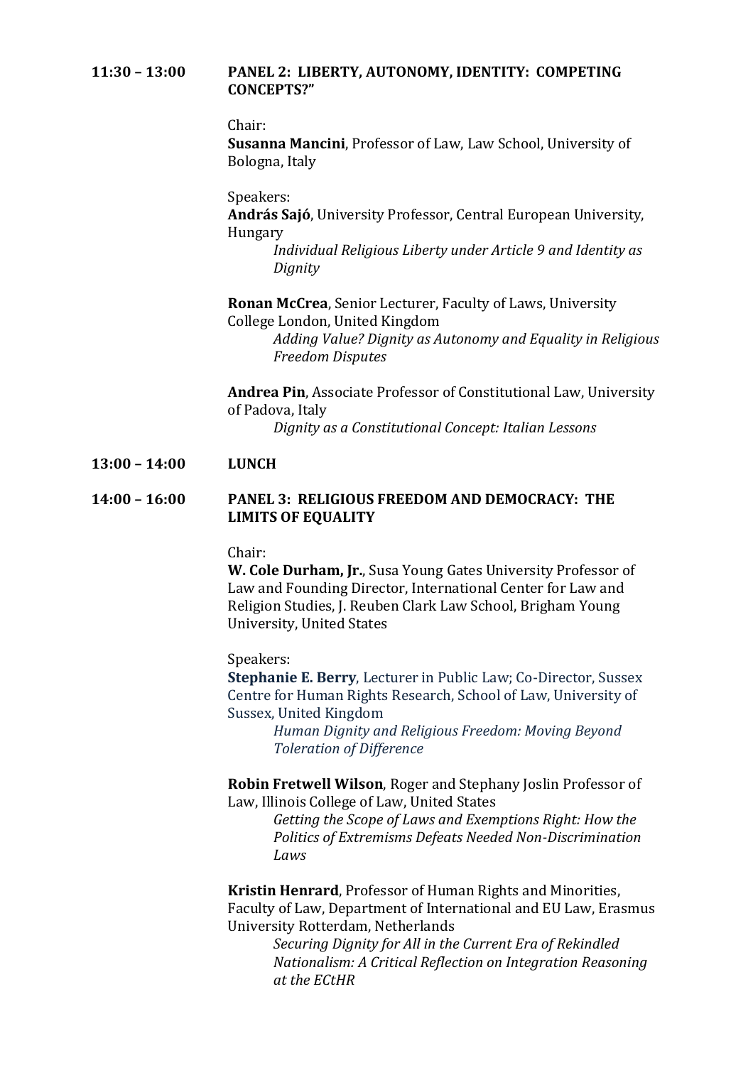**11:30 – 13:00** **PANEL 2: LIBERTY, AUTONOMY, IDENTITY: COMPETING CONCEPTS?"**

Chair:
**Susanna Mancini**, Professor of Law, Law School, University of Bologna, Italy

Speakers:
**András Sajó**, University Professor, Central European University, Hungary
*Individual Religious Liberty under Article 9 and Identity as Dignity*

**Ronan McCrea**, Senior Lecturer, Faculty of Laws, University College London, United Kingdom
*Adding Value? Dignity as Autonomy and Equality in Religious Freedom Disputes*

**Andrea Pin**, Associate Professor of Constitutional Law, University of Padova, Italy
*Dignity as a Constitutional Concept: Italian Lessons*

**13:00 – 14:00** **LUNCH**

**14:00 – 16:00** **PANEL 3: RELIGIOUS FREEDOM AND DEMOCRACY: THE LIMITS OF EQUALITY**

Chair:
**W. Cole Durham, Jr.**, Susa Young Gates University Professor of Law and Founding Director, International Center for Law and Religion Studies, J. Reuben Clark Law School, Brigham Young University, United States

Speakers:
**Stephanie E. Berry**, Lecturer in Public Law; Co-Director, Sussex Centre for Human Rights Research, School of Law, University of Sussex, United Kingdom
*Human Dignity and Religious Freedom: Moving Beyond Toleration of Difference*

**Robin Fretwell Wilson**, Roger and Stephany Joslin Professor of Law, Illinois College of Law, United States
*Getting the Scope of Laws and Exemptions Right: How the Politics of Extremisms Defeats Needed Non-Discrimination Laws*

**Kristin Henrard**, Professor of Human Rights and Minorities, Faculty of Law, Department of International and EU Law, Erasmus University Rotterdam, Netherlands
*Securing Dignity for All in the Current Era of Rekindled Nationalism: A Critical Reflection on Integration Reasoning at the ECtHR*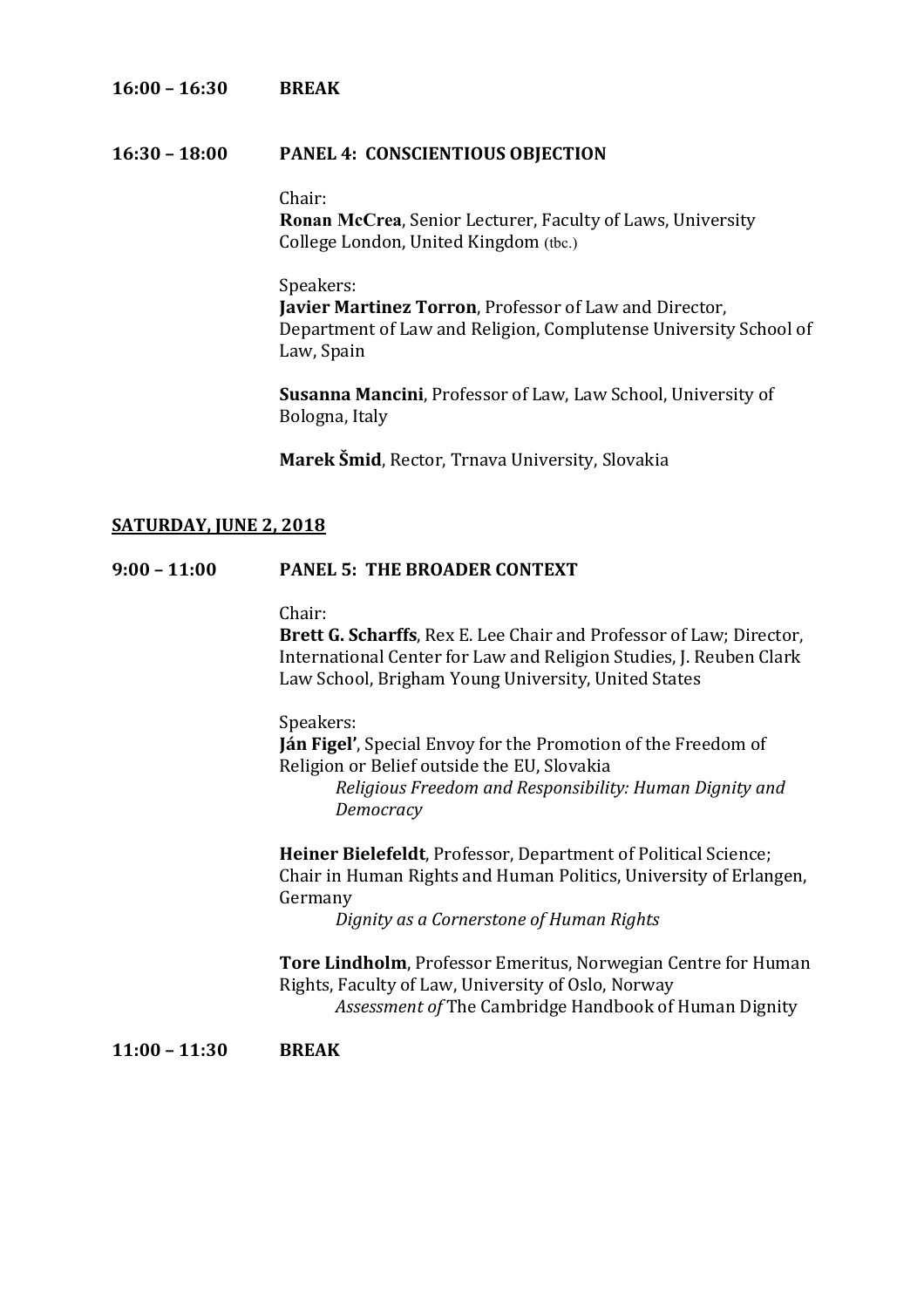**16:00 – 16:30 BREAK**

**16:30 – 18:00 PANEL 4: CONSCIENTIOUS OBJECTION**

Chair:
**Ronan McCrea**, Senior Lecturer, Faculty of Laws, University College London, United Kingdom (tbc.)

Speakers:
**Javier Martinez Torron**, Professor of Law and Director, Department of Law and Religion, Complutense University School of Law, Spain

**Susanna Mancini**, Professor of Law, Law School, University of Bologna, Italy

**Marek Šmid**, Rector, Trnava University, Slovakia

**SATURDAY, JUNE 2, 2018**

**9:00 – 11:00 PANEL 5: THE BROADER CONTEXT**

Chair:
**Brett G. Scharffs**, Rex E. Lee Chair and Professor of Law; Director, International Center for Law and Religion Studies, J. Reuben Clark Law School, Brigham Young University, United States

Speakers:
**Ján Figel'**, Special Envoy for the Promotion of the Freedom of Religion or Belief outside the EU, Slovakia
*Religious Freedom and Responsibility: Human Dignity and Democracy*

**Heiner Bielefeldt**, Professor, Department of Political Science; Chair in Human Rights and Human Politics, University of Erlangen, Germany
*Dignity as a Cornerstone of Human Rights*

**Tore Lindholm**, Professor Emeritus, Norwegian Centre for Human Rights, Faculty of Law, University of Oslo, Norway
*Assessment of* The Cambridge Handbook of Human Dignity

**11:00 – 11:30 BREAK**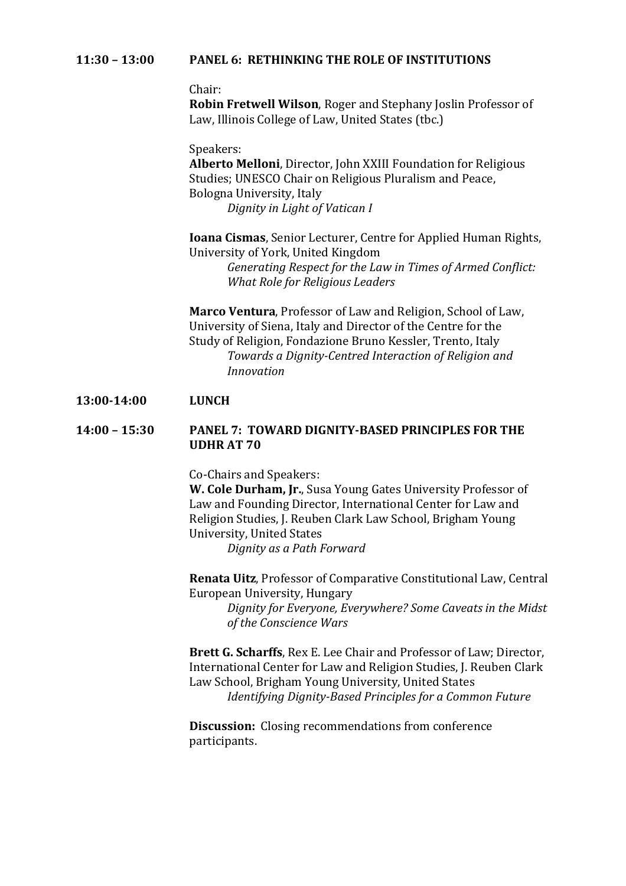**11:30 – 13:00 PANEL 6: RETHINKING THE ROLE OF INSTITUTIONS**

Chair:
**Robin Fretwell Wilson**, Roger and Stephany Joslin Professor of Law, Illinois College of Law, United States (tbc.)

Speakers:
**Alberto Melloni**, Director, John XXIII Foundation for Religious Studies; UNESCO Chair on Religious Pluralism and Peace, Bologna University, Italy
*Dignity in Light of Vatican I*

**Ioana Cismas**, Senior Lecturer, Centre for Applied Human Rights, University of York, United Kingdom
*Generating Respect for the Law in Times of Armed Conflict: What Role for Religious Leaders*

**Marco Ventura**, Professor of Law and Religion, School of Law, University of Siena, Italy and Director of the Centre for the Study of Religion, Fondazione Bruno Kessler, Trento, Italy
*Towards a Dignity-Centred Interaction of Religion and Innovation*

**13:00-14:00 LUNCH**

**14:00 – 15:30 PANEL 7: TOWARD DIGNITY-BASED PRINCIPLES FOR THE UDHR AT 70**

Co-Chairs and Speakers:
**W. Cole Durham, Jr.**, Susa Young Gates University Professor of Law and Founding Director, International Center for Law and Religion Studies, J. Reuben Clark Law School, Brigham Young University, United States
*Dignity as a Path Forward*

**Renata Uitz**, Professor of Comparative Constitutional Law, Central European University, Hungary
*Dignity for Everyone, Everywhere? Some Caveats in the Midst of the Conscience Wars*

**Brett G. Scharffs**, Rex E. Lee Chair and Professor of Law; Director, International Center for Law and Religion Studies, J. Reuben Clark Law School, Brigham Young University, United States
*Identifying Dignity-Based Principles for a Common Future*

**Discussion:** Closing recommendations from conference participants.